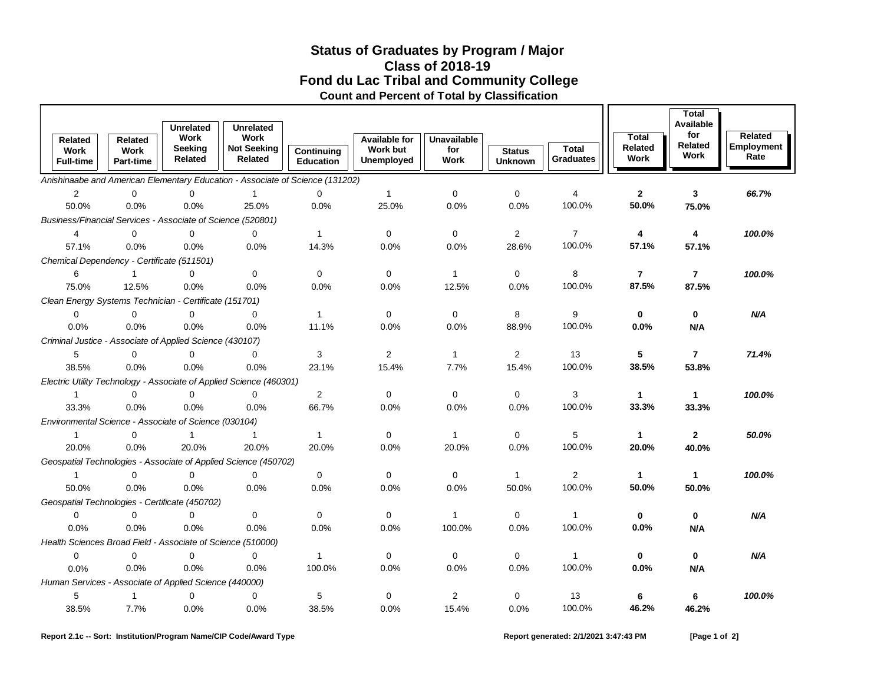# Status of Graduates by Program / Major
## Class of 2018-19
## Fond du Lac Tribal and Community College
### Count and Percent of Total by Classification

| Related Work Full-time | Related Work Part-time | Unrelated Work Seeking Related | Unrelated Work Not Seeking Related | Continuing Education | Available for Work but Unemployed | Unavailable for Work | Status Unknown | Total Graduates | Total Related Work | Total Available for Related Work | Related Employment Rate |
|---|---|---|---|---|---|---|---|---|---|---|---|
| *Anishinaabe and American Elementary Education - Associate of Science (131202)* | | | | | | | | | | | |
| 2 | 0 | 0 | 1 | 0 | 1 | 0 | 0 | 4 | **2** | **3** | ***66.7%*** |
| 50.0% | 0.0% | 0.0% | 25.0% | 0.0% | 25.0% | 0.0% | 0.0% | 100.0% | **50.0%** | **75.0%** | |
| *Business/Financial Services - Associate of Science (520801)* | | | | | | | | | | | |
| 4 | 0 | 0 | 0 | 1 | 0 | 0 | 2 | 7 | **4** | **4** | ***100.0%*** |
| 57.1% | 0.0% | 0.0% | 0.0% | 14.3% | 0.0% | 0.0% | 28.6% | 100.0% | **57.1%** | **57.1%** | |
| *Chemical Dependency - Certificate (511501)* | | | | | | | | | | | |
| 6 | 1 | 0 | 0 | 0 | 0 | 1 | 0 | 8 | **7** | **7** | ***100.0%*** |
| 75.0% | 12.5% | 0.0% | 0.0% | 0.0% | 0.0% | 12.5% | 0.0% | 100.0% | **87.5%** | **87.5%** | |
| *Clean Energy Systems Technician - Certificate (151701)* | | | | | | | | | | | |
| 0 | 0 | 0 | 0 | 1 | 0 | 0 | 8 | 9 | **0** | **0** | ***N/A*** |
| 0.0% | 0.0% | 0.0% | 0.0% | 11.1% | 0.0% | 0.0% | 88.9% | 100.0% | **0.0%** | **N/A** | |
| *Criminal Justice - Associate of Applied Science (430107)* | | | | | | | | | | | |
| 5 | 0 | 0 | 0 | 3 | 2 | 1 | 2 | 13 | **5** | **7** | ***71.4%*** |
| 38.5% | 0.0% | 0.0% | 0.0% | 23.1% | 15.4% | 7.7% | 15.4% | 100.0% | **38.5%** | **53.8%** | |
| *Electric Utility Technology - Associate of Applied Science (460301)* | | | | | | | | | | | |
| 1 | 0 | 0 | 0 | 2 | 0 | 0 | 0 | 3 | **1** | **1** | ***100.0%*** |
| 33.3% | 0.0% | 0.0% | 0.0% | 66.7% | 0.0% | 0.0% | 0.0% | 100.0% | **33.3%** | **33.3%** | |
| *Environmental Science - Associate of Science (030104)* | | | | | | | | | | | |
| 1 | 0 | 1 | 1 | 1 | 0 | 1 | 0 | 5 | **1** | **2** | ***50.0%*** |
| 20.0% | 0.0% | 20.0% | 20.0% | 20.0% | 0.0% | 20.0% | 0.0% | 100.0% | **20.0%** | **40.0%** | |
| *Geospatial Technologies - Associate of Applied Science (450702)* | | | | | | | | | | | |
| 1 | 0 | 0 | 0 | 0 | 0 | 0 | 1 | 2 | **1** | **1** | ***100.0%*** |
| 50.0% | 0.0% | 0.0% | 0.0% | 0.0% | 0.0% | 0.0% | 50.0% | 100.0% | **50.0%** | **50.0%** | |
| *Geospatial Technologies - Certificate (450702)* | | | | | | | | | | | |
| 0 | 0 | 0 | 0 | 0 | 0 | 1 | 0 | 1 | **0** | **0** | ***N/A*** |
| 0.0% | 0.0% | 0.0% | 0.0% | 0.0% | 0.0% | 100.0% | 0.0% | 100.0% | **0.0%** | **N/A** | |
| *Health Sciences Broad Field - Associate of Science (510000)* | | | | | | | | | | | |
| 0 | 0 | 0 | 0 | 1 | 0 | 0 | 0 | 1 | **0** | **0** | ***N/A*** |
| 0.0% | 0.0% | 0.0% | 0.0% | 100.0% | 0.0% | 0.0% | 0.0% | 100.0% | **0.0%** | **N/A** | |
| *Human Services - Associate of Applied Science (440000)* | | | | | | | | | | | |
| 5 | 1 | 0 | 0 | 5 | 0 | 2 | 0 | 13 | **6** | **6** | ***100.0%*** |
| 38.5% | 7.7% | 0.0% | 0.0% | 38.5% | 0.0% | 15.4% | 0.0% | 100.0% | **46.2%** | **46.2%** | |

**Report 2.1c -- Sort: Institution/Program Name/CIP Code/Award Type** **Report generated: 2/1/2021 3:47:43 PM**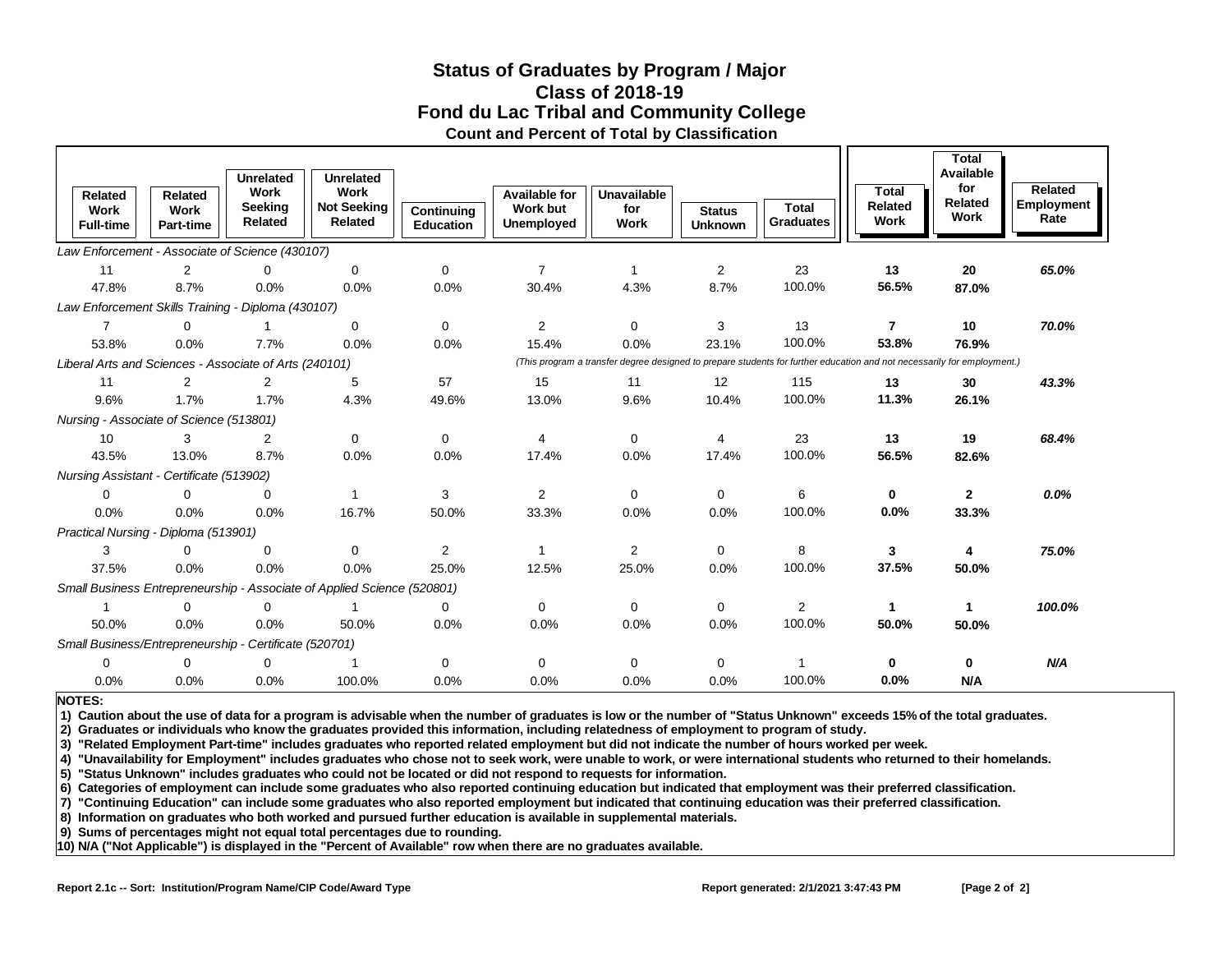# Status of Graduates by Program / Major
## Class of 2018-19
## Fond du Lac Tribal and Community College
### Count and Percent of Total by Classification

| Related Work Full-time | Related Work Part-time | Unrelated Work Seeking Related | Unrelated Work Not Seeking Related | Continuing Education | Available for Work but Unemployed | Unavailable for Work | Status Unknown | Total Graduates | Total Related Work | Total Available for Related Work | Related Employment Rate |
|---|---|---|---|---|---|---|---|---|---|---|---|
| *Law Enforcement - Associate of Science (430107)* | | | | | | | | | | | |
| 11 | 2 | 0 | 0 | 0 | 7 | 1 | 2 | 23 | **13** | **20** | ***65.0%*** |
| 47.8% | 8.7% | 0.0% | 0.0% | 0.0% | 30.4% | 4.3% | 8.7% | 100.0% | **56.5%** | **87.0%** | |
| *Law Enforcement Skills Training - Diploma (430107)* | | | | | | | | | | | |
| 7 | 0 | 1 | 0 | 0 | 2 | 0 | 3 | 13 | **7** | **10** | ***70.0%*** |
| 53.8% | 0.0% | 7.7% | 0.0% | 0.0% | 15.4% | 0.0% | 23.1% | 100.0% | **53.8%** | **76.9%** | |
| *Liberal Arts and Sciences - Associate of Arts (240101)* | | | | | *(This program a transfer degree designed to prepare students for further education and not necessarily for employment.)* | | | | | | |
| 11 | 2 | 2 | 5 | 57 | 15 | 11 | 12 | 115 | **13** | **30** | ***43.3%*** |
| 9.6% | 1.7% | 1.7% | 4.3% | 49.6% | 13.0% | 9.6% | 10.4% | 100.0% | **11.3%** | **26.1%** | |
| *Nursing - Associate of Science (513801)* | | | | | | | | | | | |
| 10 | 3 | 2 | 0 | 0 | 4 | 0 | 4 | 23 | **13** | **19** | ***68.4%*** |
| 43.5% | 13.0% | 8.7% | 0.0% | 0.0% | 17.4% | 0.0% | 17.4% | 100.0% | **56.5%** | **82.6%** | |
| *Nursing Assistant - Certificate (513902)* | | | | | | | | | | | |
| 0 | 0 | 0 | 1 | 3 | 2 | 0 | 0 | 6 | **0** | **2** | ***0.0%*** |
| 0.0% | 0.0% | 0.0% | 16.7% | 50.0% | 33.3% | 0.0% | 0.0% | 100.0% | **0.0%** | **33.3%** | |
| *Practical Nursing - Diploma (513901)* | | | | | | | | | | | |
| 3 | 0 | 0 | 0 | 2 | 1 | 2 | 0 | 8 | **3** | **4** | ***75.0%*** |
| 37.5% | 0.0% | 0.0% | 0.0% | 25.0% | 12.5% | 25.0% | 0.0% | 100.0% | **37.5%** | **50.0%** | |
| *Small Business Entrepreneurship - Associate of Applied Science (520801)* | | | | | | | | | | | |
| 1 | 0 | 0 | 1 | 0 | 0 | 0 | 0 | 2 | **1** | **1** | ***100.0%*** |
| 50.0% | 0.0% | 0.0% | 50.0% | 0.0% | 0.0% | 0.0% | 0.0% | 100.0% | **50.0%** | **50.0%** | |
| *Small Business/Entrepreneurship - Certificate (520701)* | | | | | | | | | | | |
| 0 | 0 | 0 | 1 | 0 | 0 | 0 | 0 | 1 | **0** | **0** | ***N/A*** |
| 0.0% | 0.0% | 0.0% | 100.0% | 0.0% | 0.0% | 0.0% | 0.0% | 100.0% | **0.0%** | **N/A** | |

**NOTES:**

**1) Caution about the use of data for a program is advisable when the number of graduates is low or the number of "Status Unknown" exceeds 15% of the total graduates.**
**2) Graduates or individuals who know the graduates provided this information, including relatedness of employment to program of study.**
**3) "Related Employment Part-time" includes graduates who reported related employment but did not indicate the number of hours worked per week.**
**4) "Unavailability for Employment" includes graduates who chose not to seek work, were unable to work, or were international students who returned to their homelands.**
**5) "Status Unknown" includes graduates who could not be located or did not respond to requests for information.**
**6) Categories of employment can include some graduates who also reported continuing education but indicated that employment was their preferred classification.**
**7) "Continuing Education" can include some graduates who also reported employment but indicated that continuing education was their preferred classification.**
**8) Information on graduates who both worked and pursued further education is available in supplemental materials.**
**9) Sums of percentages might not equal total percentages due to rounding.**
**10) N/A ("Not Applicable") is displayed in the "Percent of Available" row when there are no graduates available.**

**Report 2.1c -- Sort: Institution/Program Name/CIP Code/Award Type** **Report generated: 2/1/2021 3:47:43 PM**